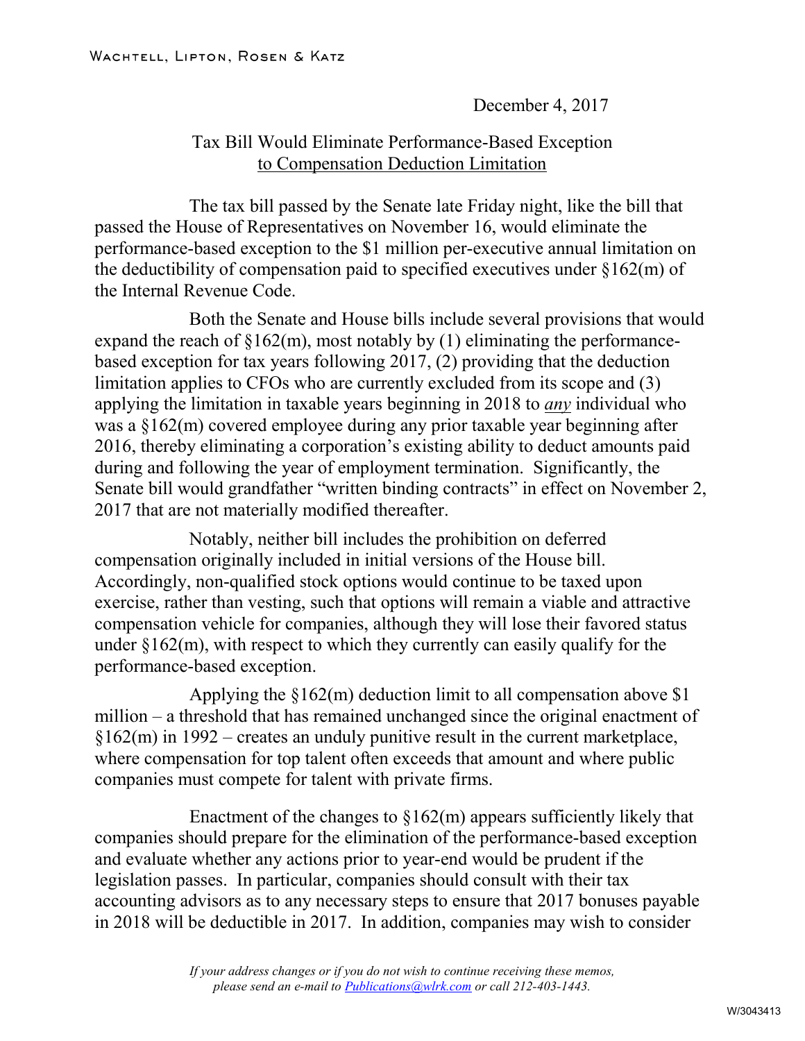WACHTELL, LIPTON, ROSEN & KATZ

December 4, 2017

## Tax Bill Would Eliminate Performance-Based Exception to Compensation Deduction Limitation

The tax bill passed by the Senate late Friday night, like the bill that passed the House of Representatives on November 16, would eliminate the performance-based exception to the $1 million per-executive annual limitation on the deductibility of compensation paid to specified executives under §162(m) of the Internal Revenue Code.

Both the Senate and House bills include several provisions that would expand the reach of §162(m), most notably by (1) eliminating the performance-based exception for tax years following 2017, (2) providing that the deduction limitation applies to CFOs who are currently excluded from its scope and (3) applying the limitation in taxable years beginning in 2018 to ***any*** individual who was a §162(m) covered employee during any prior taxable year beginning after 2016, thereby eliminating a corporation's existing ability to deduct amounts paid during and following the year of employment termination. Significantly, the Senate bill would grandfather "written binding contracts" in effect on November 2, 2017 that are not materially modified thereafter.

Notably, neither bill includes the prohibition on deferred compensation originally included in initial versions of the House bill. Accordingly, non-qualified stock options would continue to be taxed upon exercise, rather than vesting, such that options will remain a viable and attractive compensation vehicle for companies, although they will lose their favored status under §162(m), with respect to which they currently can easily qualify for the performance-based exception.

Applying the §162(m) deduction limit to all compensation above $1 million – a threshold that has remained unchanged since the original enactment of §162(m) in 1992 – creates an unduly punitive result in the current marketplace, where compensation for top talent often exceeds that amount and where public companies must compete for talent with private firms.

Enactment of the changes to §162(m) appears sufficiently likely that companies should prepare for the elimination of the performance-based exception and evaluate whether any actions prior to year-end would be prudent if the legislation passes. In particular, companies should consult with their tax accounting advisors as to any necessary steps to ensure that 2017 bonuses payable in 2018 will be deductible in 2017. In addition, companies may wish to consider

*If your address changes or if you do not wish to continue receiving these memos, please send an e-mail to Publications@wlrk.com or call 212-403-1443.*

W/3043413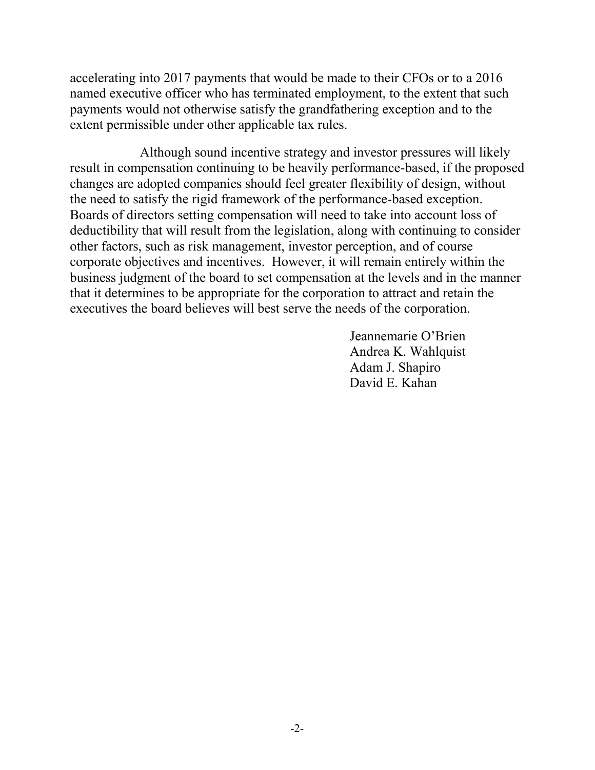accelerating into 2017 payments that would be made to their CFOs or to a 2016 named executive officer who has terminated employment, to the extent that such payments would not otherwise satisfy the grandfathering exception and to the extent permissible under other applicable tax rules.

Although sound incentive strategy and investor pressures will likely result in compensation continuing to be heavily performance-based, if the proposed changes are adopted companies should feel greater flexibility of design, without the need to satisfy the rigid framework of the performance-based exception. Boards of directors setting compensation will need to take into account loss of deductibility that will result from the legislation, along with continuing to consider other factors, such as risk management, investor perception, and of course corporate objectives and incentives. However, it will remain entirely within the business judgment of the board to set compensation at the levels and in the manner that it determines to be appropriate for the corporation to attract and retain the executives the board believes will best serve the needs of the corporation.

Jeannemarie O'Brien
Andrea K. Wahlquist
Adam J. Shapiro
David E. Kahan